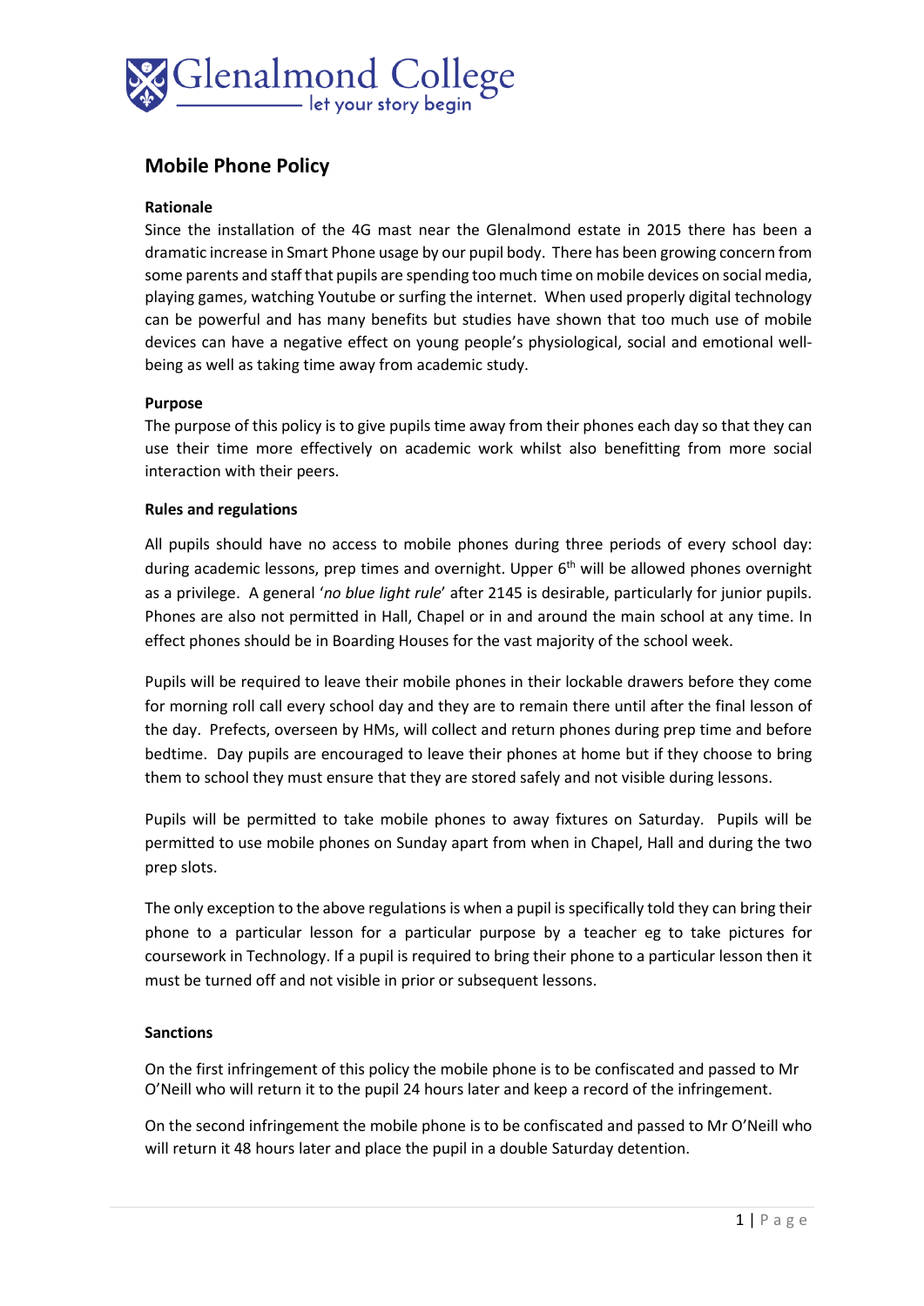Glenalmond College
let your story begin

# Mobile Phone Policy

**Rationale**

Since the installation of the 4G mast near the Glenalmond estate in 2015 there has been a dramatic increase in Smart Phone usage by our pupil body. There has been growing concern from some parents and staff that pupils are spending too much time on mobile devices on social media, playing games, watching Youtube or surfing the internet. When used properly digital technology can be powerful and has many benefits but studies have shown that too much use of mobile devices can have a negative effect on young people's physiological, social and emotional well-being as well as taking time away from academic study.

**Purpose**

The purpose of this policy is to give pupils time away from their phones each day so that they can use their time more effectively on academic work whilst also benefitting from more social interaction with their peers.

**Rules and regulations**

All pupils should have no access to mobile phones during three periods of every school day: during academic lessons, prep times and overnight. Upper 6th will be allowed phones overnight as a privilege. A general '*no blue light rule*' after 2145 is desirable, particularly for junior pupils. Phones are also not permitted in Hall, Chapel or in and around the main school at any time. In effect phones should be in Boarding Houses for the vast majority of the school week.

Pupils will be required to leave their mobile phones in their lockable drawers before they come for morning roll call every school day and they are to remain there until after the final lesson of the day. Prefects, overseen by HMs, will collect and return phones during prep time and before bedtime. Day pupils are encouraged to leave their phones at home but if they choose to bring them to school they must ensure that they are stored safely and not visible during lessons.

Pupils will be permitted to take mobile phones to away fixtures on Saturday. Pupils will be permitted to use mobile phones on Sunday apart from when in Chapel, Hall and during the two prep slots.

The only exception to the above regulations is when a pupil is specifically told they can bring their phone to a particular lesson for a particular purpose by a teacher eg to take pictures for coursework in Technology. If a pupil is required to bring their phone to a particular lesson then it must be turned off and not visible in prior or subsequent lessons.

**Sanctions**

On the first infringement of this policy the mobile phone is to be confiscated and passed to Mr O'Neill who will return it to the pupil 24 hours later and keep a record of the infringement.

On the second infringement the mobile phone is to be confiscated and passed to Mr O'Neill who will return it 48 hours later and place the pupil in a double Saturday detention.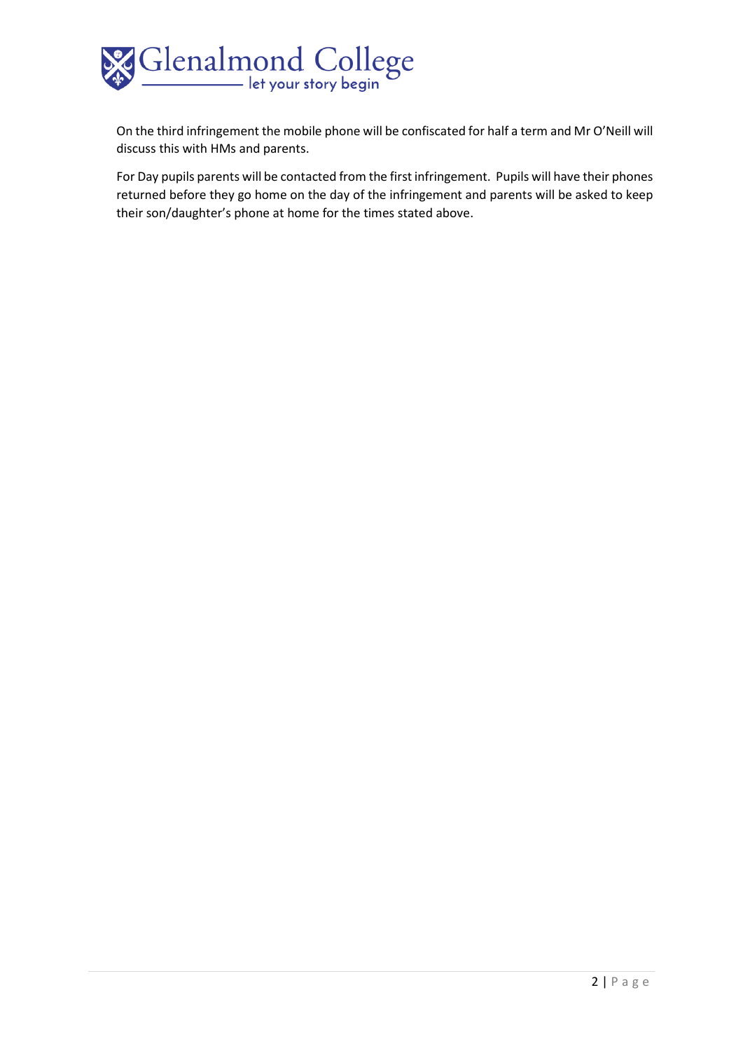On the third infringement the mobile phone will be confiscated for half a term and Mr O'Neill will discuss this with HMs and parents.

For Day pupils parents will be contacted from the first infringement. Pupils will have their phones returned before they go home on the day of the infringement and parents will be asked to keep their son/daughter's phone at home for the times stated above.